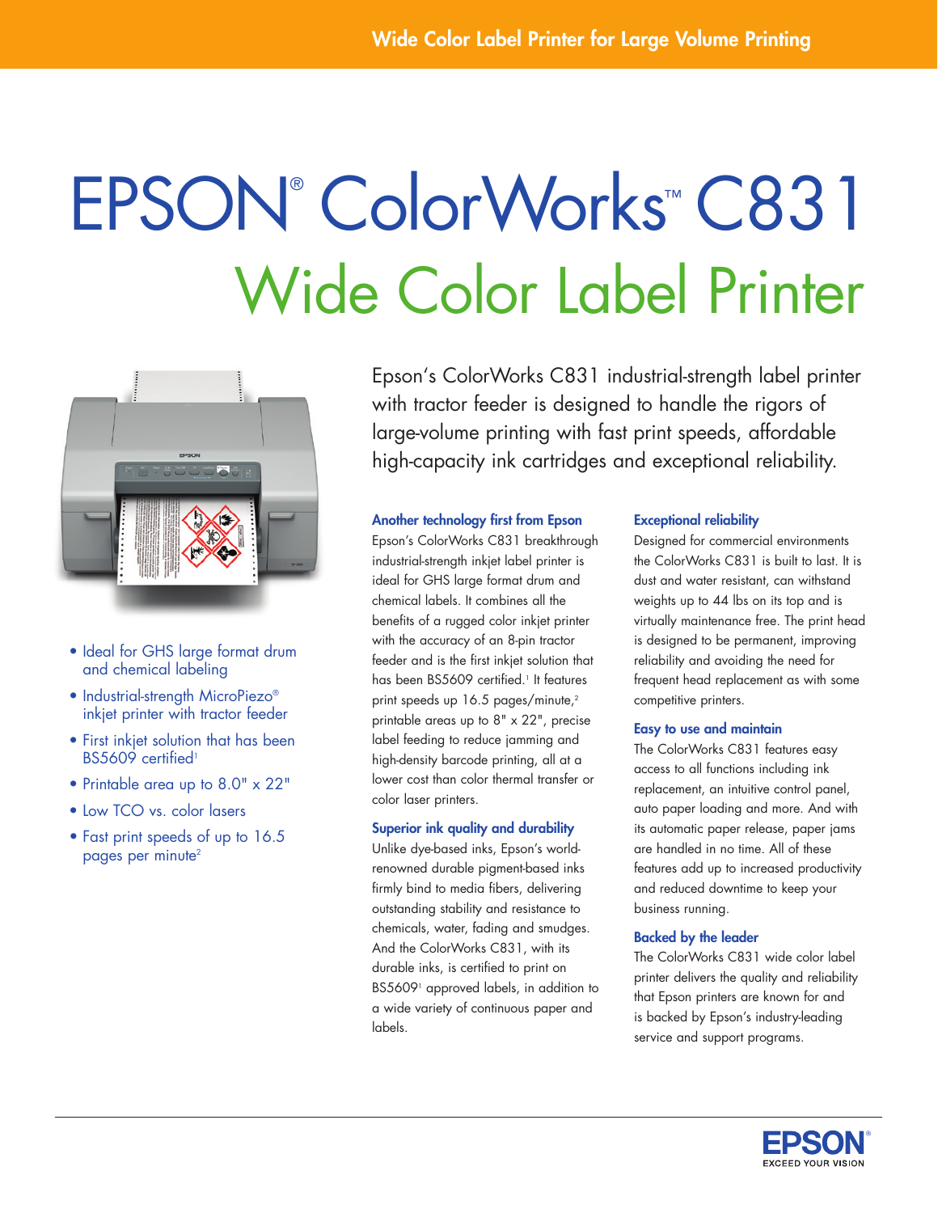Wide Color Label Printer for Large Volume Printing

# EPSON® ColorWorks™ C831

## Wide Color Label Printer

- Ideal for GHS large format drum and chemical labeling
- Industrial-strength MicroPiezo® inkjet printer with tractor feeder
- First inkjet solution that has been BS5609 certified[1]
- Printable area up to 8.0" x 22"
- Low TCO vs. color lasers
- Fast print speeds of up to 16.5 pages per minute[2]

Epson's ColorWorks C831 industrial-strength label printer with tractor feeder is designed to handle the rigors of large-volume printing with fast print speeds, affordable high-capacity ink cartridges and exceptional reliability.

### Another technology first from Epson

Epson's ColorWorks C831 breakthrough industrial-strength inkjet label printer is ideal for GHS large format drum and chemical labels. It combines all the benefits of a rugged color inkjet printer with the accuracy of an 8-pin tractor feeder and is the first inkjet solution that has been BS5609 certified.[1] It features print speeds up 16.5 pages/minute,[2] printable areas up to 8" x 22", precise label feeding to reduce jamming and high-density barcode printing, all at a lower cost than color thermal transfer or color laser printers.

### Superior ink quality and durability

Unlike dye-based inks, Epson's world-renowned durable pigment-based inks firmly bind to media fibers, delivering outstanding stability and resistance to chemicals, water, fading and smudges. And the ColorWorks C831, with its durable inks, is certified to print on BS5609[1] approved labels, in addition to a wide variety of continuous paper and labels.

### Exceptional reliability

Designed for commercial environments the ColorWorks C831 is built to last. It is dust and water resistant, can withstand weights up to 44 lbs on its top and is virtually maintenance free. The print head is designed to be permanent, improving reliability and avoiding the need for frequent head replacement as with some competitive printers.

### Easy to use and maintain

The ColorWorks C831 features easy access to all functions including ink replacement, an intuitive control panel, auto paper loading and more. And with its automatic paper release, paper jams are handled in no time. All of these features add up to increased productivity and reduced downtime to keep your business running.

### Backed by the leader

The ColorWorks C831 wide color label printer delivers the quality and reliability that Epson printers are known for and is backed by Epson's industry-leading service and support programs.

EPSON®
EXCEED YOUR VISION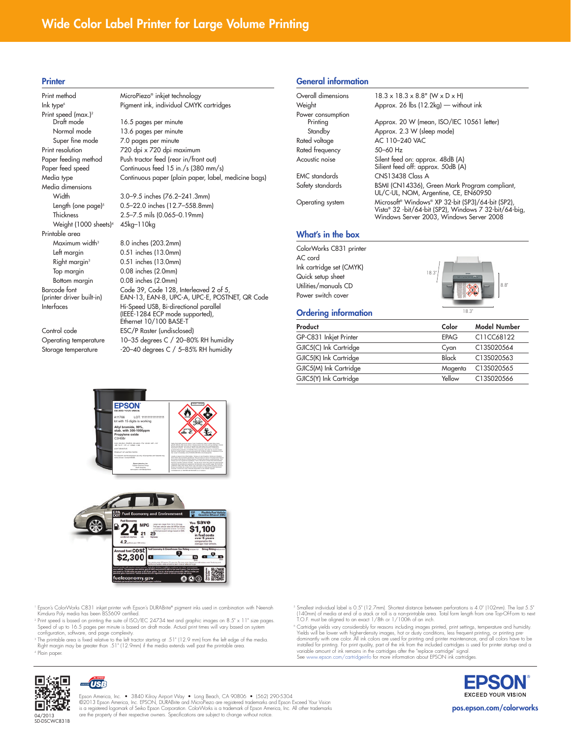# Wide Color Label Printer for Large Volume Printing

## Printer

| | |
|---|---|
| Print method | MicroPiezo® inkjet technology |
| Ink type[6] | Pigment ink, individual CMYK cartridges |
| Print speed (max.)[2] | |
| Draft mode | 16.5 pages per minute |
| Normal mode | 13.6 pages per minute |
| Super fine mode | 7.0 pages per minute |
| Print resolution | 720 dpi x 720 dpi maximum |
| Paper feeding method | Push tractor feed (rear in/front out) |
| Paper feed speed | Continuous feed 15 in./s (380 mm/s) |
| Media type | Continuous paper (plain paper, label, medicine bags) |
| Media dimensions | |
| Width | 3.0–9.5 inches (76.2–241.3mm) |
| Length (one page)[5] | 0.5–22.0 inches (12.7–558.8mm) |
| Thickness | 2.5–7.5 mils (0.065–0.19mm) |
| Weight (1000 sheets)[4] | 45kg–110kg |
| Printable area | |
| Maximum width[3] | 8.0 inches (203.2mm) |
| Left margin | 0.51 inches (13.0mm) |
| Right margin[3] | 0.51 inches (13.0mm) |
| Top margin | 0.08 inches (2.0mm) |
| Bottom margin | 0.08 inches (2.0mm) |
| Barcode font (printer driver built-in) | Code 39, Code 128, Interleaved 2 of 5, EAN-13, EAN-8, UPC-A, UPC-E, POSTNET, QR Code |
| Interfaces | Hi-Speed USB, Bi-directional parallel (IEEE-1284 ECP mode supported), Ethernet 10/100 BASE-T |
| Control code | ESC/P Raster (undisclosed) |
| Operating temperature | 10–35 degrees C / 20–80% RH humidity |
| Storage temperature | -20–40 degrees C / 5–85% RH humidity |

## General information

| | |
|---|---|
| Overall dimensions | 18.3 x 18.3 x 8.8" (W x D x H) |
| Weight | Approx. 26 lbs (12.2kg) — without ink |
| Power consumption | |
| Printing | Approx. 20 W (mean, ISO/IEC 10561 letter) |
| Standby | Approx. 2.3 W (sleep mode) |
| Rated voltage | AC 110–240 VAC |
| Rated frequency | 50–60 Hz |
| Acoustic noise | Silent feed on: approx. 48dB (A)<br>Silient feed off: approx. 50dB (A) |
| EMC standards | CNS13438 Class A |
| Safety standards | BSMI (CN14336), Green Mark Program compliant, UL/C-UL, NOM, Argentine, CE, EN60950 |
| Operating system | Microsoft® Windows® XP 32-bit (SP3)/64-bit (SP2), Vista® 32 -bit/64-bit (SP2), Windows 7 32-bit/64-big, Windows Server 2003, Windows Server 2008 |

## What's in the box

- ColorWorks C831 printer
- AC cord
- Ink cartridge set (CMYK)
- Quick setup sheet
- Utilities/manuals CD
- Power switch cover

18.3"
8.8"
18.3"

## Ordering information

| Product | Color | Model Number |
|---|---|---|
| GP-C831 Inkjet Printer | EPAG | C11CC68122 |
| GJIC5(C) Ink Cartridge | Cyan | C13S020564 |
| GJIC5(K) Ink Cartridge | Black | C13S020563 |
| GJIC5(M) Ink Cartridge | Magenta | C13S020565 |
| GJIC5(Y) Ink Cartridge | Yellow | C13S020566 |

[1] Epson's ColorWorks C831 inkjet printer with Epson's DURABrite® pigment inks used in combination with Neenah Kimdura Poly media has been BS5609 certified.

[2] Print speed is based on printing the suite of ISO/IEC 24734 text and graphic images on 8.5" x 11" size pages. Speed of up to 16.5 pages per minute is based on draft mode. Actual print times will vary based on system configuration, software, and page complexity.

[3] The printable area is fixed relative to the left tractor starting at .51" (12.9 mm) from the left edge of the media. Right margin may be greater than .51" (12.9mm) if the media extends well past the printable area.

[4] Plain paper.

[5] Smallest individual label is 0.5" (12.7mm). Shortest distance between perforations is 4.0" (102mm). The last 5.5" (140mm) of media at end of a stack or roll is a non-printable area. Total form length from one Top-Of-Form to next T.O.F. must be aligned to an exact 1/8th or 1/100th of an inch.

[6] Cartridge yields vary considerably for reasons including images printed, print settings, temperature and humidity. Yields will be lower with higher-density images, hot or dusty conditions, less frequent printing, or printing predominantly with one color. All ink colors are used for printing and printer maintenance, and all colors have to be installed for printing. For print quality, part of the ink from the included cartridges is used for printer startup and a variable amount of ink remains in the cartridges after the "replace cartridge" signal. See www.epson.com/cartridgeinfo for more information about EPSON ink cartridges.

Epson America, Inc. • 3840 Kilroy Airport Way • Long Beach, CA 90806 • (562) 290-5304
©2013 Epson America, Inc. EPSON, DURABrite and MicroPiezo are registered trademarks and Epson Exceed Your Vision is a registered logomark of Seiko Epson Corporation. ColorWorks is a trademark of Epson America, Inc. All other trademarks are the property of their respective owners. Specifications are subject to change without notice.

04/2013
SD-DSCWC831B

EPSON
EXCEED YOUR VISION

pos.epson.com/colorworks